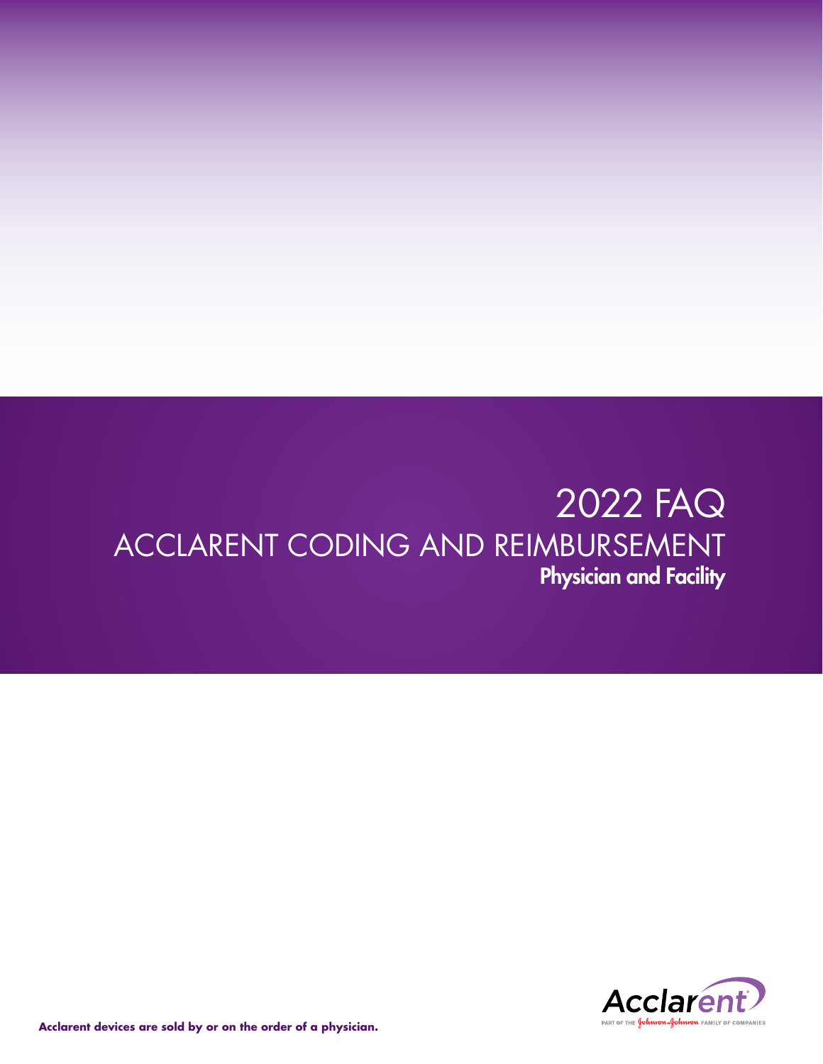# 2022 FAQ

## ACCLARENT CODING AND REIMBURSEMENT

### Physician and Facility

**Acclarent devices are sold by or on the order of a physician.**

Acclarent

PART OF THE Johnson & Johnson FAMILY OF COMPANIES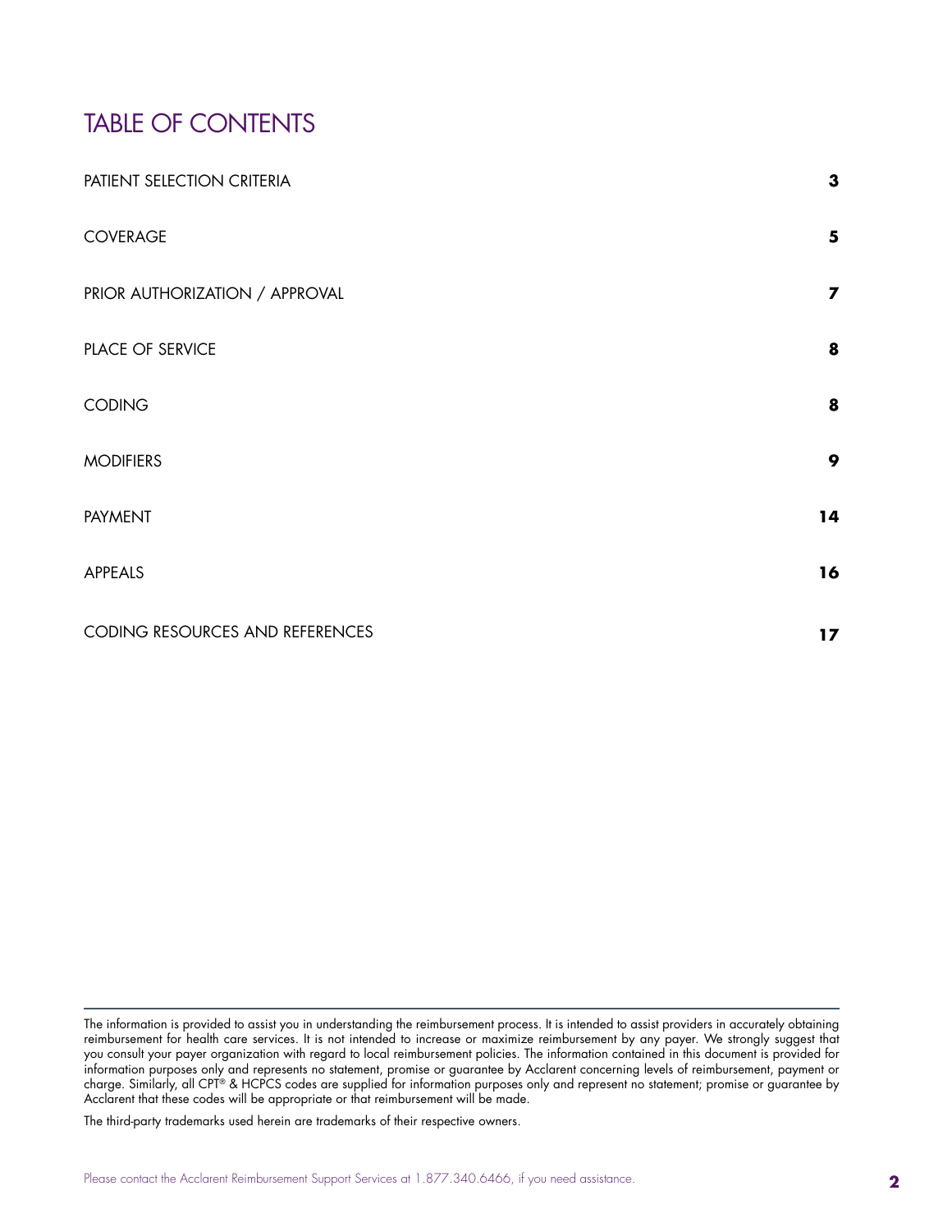# TABLE OF CONTENTS

| | |
|---|---|
| PATIENT SELECTION CRITERIA | **3** |
| COVERAGE | **5** |
| PRIOR AUTHORIZATION / APPROVAL | **7** |
| PLACE OF SERVICE | **8** |
| CODING | **8** |
| MODIFIERS | **9** |
| PAYMENT | **14** |
| APPEALS | **16** |
| CODING RESOURCES AND REFERENCES | **17** |

The information is provided to assist you in understanding the reimbursement process. It is intended to assist providers in accurately obtaining reimbursement for health care services. It is not intended to increase or maximize reimbursement by any payer. We strongly suggest that you consult your payer organization with regard to local reimbursement policies. The information contained in this document is provided for information purposes only and represents no statement, promise or guarantee by Acclarent concerning levels of reimbursement, payment or charge. Similarly, all CPT® & HCPCS codes are supplied for information purposes only and represent no statement; promise or guarantee by Acclarent that these codes will be appropriate or that reimbursement will be made.

The third-party trademarks used herein are trademarks of their respective owners.

Please contact the Acclarent Reimbursement Support Services at 1.877.340.6466, if you need assistance.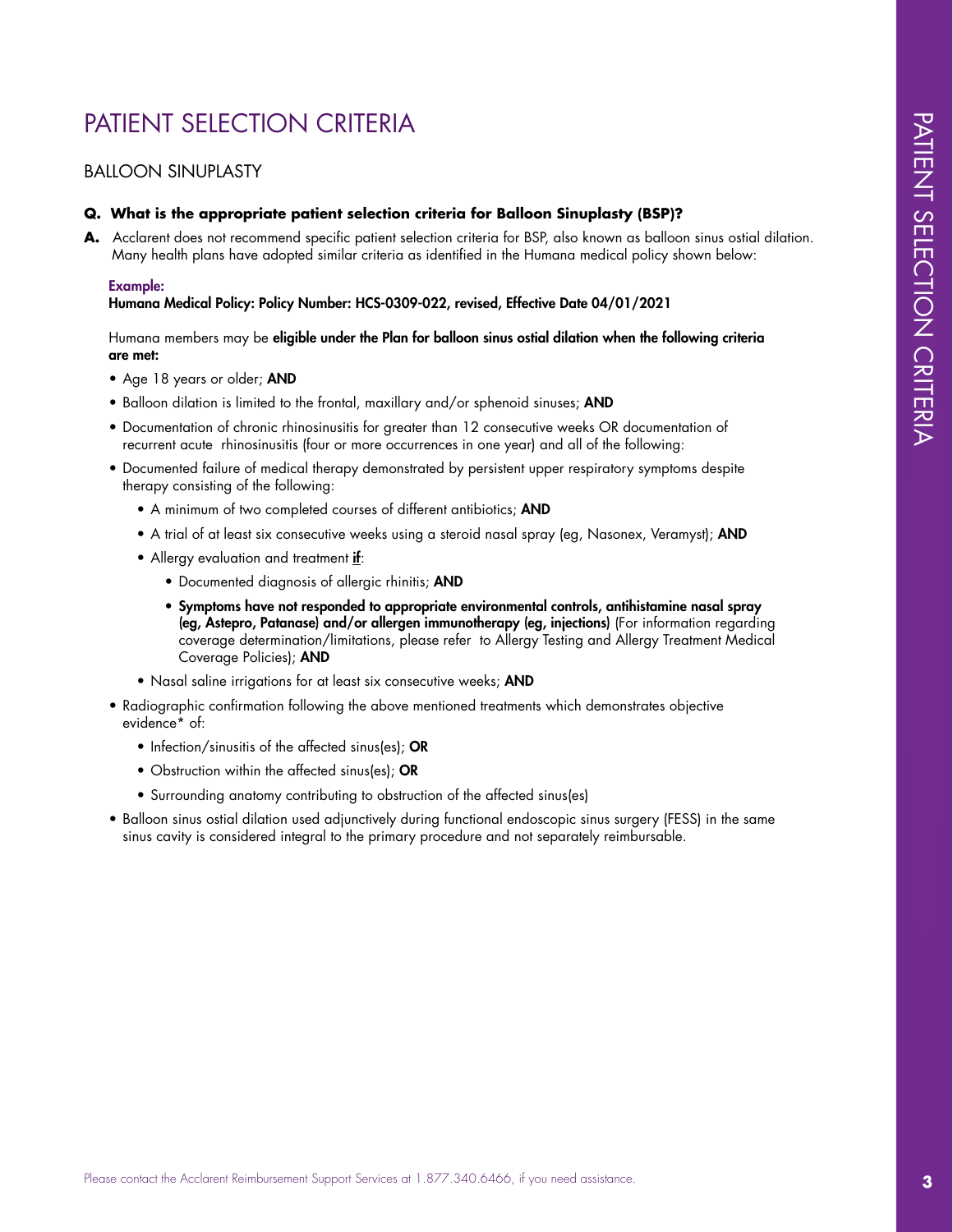# PATIENT SELECTION CRITERIA

## BALLOON SINUPLASTY

**Q. What is the appropriate patient selection criteria for Balloon Sinuplasty (BSP)?**

**A.** Acclarent does not recommend specific patient selection criteria for BSP, also known as balloon sinus ostial dilation. Many health plans have adopted similar criteria as identified in the Humana medical policy shown below:

**Example:**
**Humana Medical Policy: Policy Number: HCS-0309-022, revised, Effective Date 04/01/2021**

Humana members may be **eligible under the Plan for balloon sinus ostial dilation when the following criteria are met:**

- Age 18 years or older; **AND**
- Balloon dilation is limited to the frontal, maxillary and/or sphenoid sinuses; **AND**
- Documentation of chronic rhinosinusitis for greater than 12 consecutive weeks OR documentation of recurrent acute rhinosinusitis (four or more occurrences in one year) and all of the following:
- Documented failure of medical therapy demonstrated by persistent upper respiratory symptoms despite therapy consisting of the following:
  - A minimum of two completed courses of different antibiotics; **AND**
  - A trial of at least six consecutive weeks using a steroid nasal spray (eg, Nasonex, Veramyst); **AND**
  - Allergy evaluation and treatment **if**:
    - Documented diagnosis of allergic rhinitis; **AND**
    - **Symptoms have not responded to appropriate environmental controls, antihistamine nasal spray (eg, Astepro, Patanase) and/or allergen immunotherapy (eg, injections)** (For information regarding coverage determination/limitations, please refer to Allergy Testing and Allergy Treatment Medical Coverage Policies); **AND**
  - Nasal saline irrigations for at least six consecutive weeks; **AND**
- Radiographic confirmation following the above mentioned treatments which demonstrates objective evidence* of:
  - Infection/sinusitis of the affected sinus(es); **OR**
  - Obstruction within the affected sinus(es); **OR**
  - Surrounding anatomy contributing to obstruction of the affected sinus(es)
- Balloon sinus ostial dilation used adjunctively during functional endoscopic sinus surgery (FESS) in the same sinus cavity is considered integral to the primary procedure and not separately reimbursable.

Please contact the Acclarent Reimbursement Support Services at 1.877.340.6466, if you need assistance.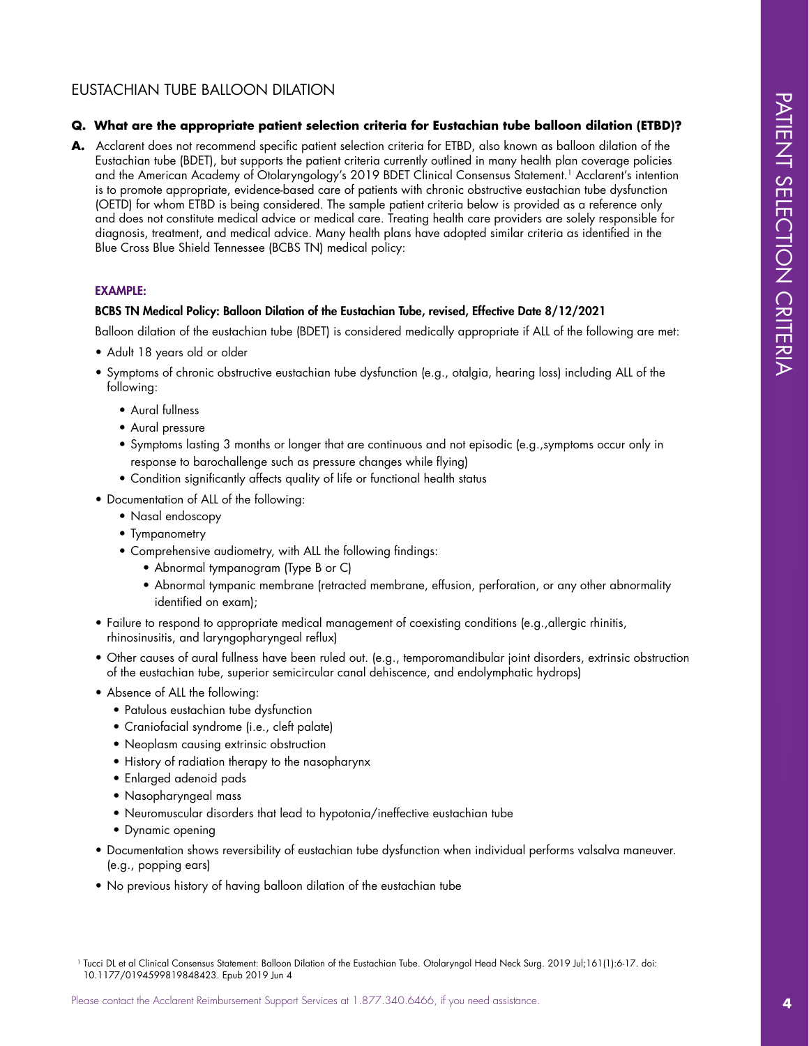# EUSTACHIAN TUBE BALLOON DILATION

**Q. What are the appropriate patient selection criteria for Eustachian tube balloon dilation (ETBD)?**

**A.** Acclarent does not recommend specific patient selection criteria for ETBD, also known as balloon dilation of the Eustachian tube (BDET), but supports the patient criteria currently outlined in many health plan coverage policies and the American Academy of Otolaryngology's 2019 BDET Clinical Consensus Statement.[1] Acclarent's intention is to promote appropriate, evidence-based care of patients with chronic obstructive eustachian tube dysfunction (OETD) for whom ETBD is being considered. The sample patient criteria below is provided as a reference only and does not constitute medical advice or medical care. Treating health care providers are solely responsible for diagnosis, treatment, and medical advice. Many health plans have adopted similar criteria as identified in the Blue Cross Blue Shield Tennessee (BCBS TN) medical policy:

**EXAMPLE:**

**BCBS TN Medical Policy: Balloon Dilation of the Eustachian Tube, revised, Effective Date 8/12/2021**

Balloon dilation of the eustachian tube (BDET) is considered medically appropriate if ALL of the following are met:

- Adult 18 years old or older
- Symptoms of chronic obstructive eustachian tube dysfunction (e.g., otalgia, hearing loss) including ALL of the following:
  - Aural fullness
  - Aural pressure
  - Symptoms lasting 3 months or longer that are continuous and not episodic (e.g.,symptoms occur only in response to barochallenge such as pressure changes while flying)
  - Condition significantly affects quality of life or functional health status
- Documentation of ALL of the following:
  - Nasal endoscopy
  - Tympanometry
  - Comprehensive audiometry, with ALL the following findings:
    - Abnormal tympanogram (Type B or C)
    - Abnormal tympanic membrane (retracted membrane, effusion, perforation, or any other abnormality identified on exam);
- Failure to respond to appropriate medical management of coexisting conditions (e.g.,allergic rhinitis, rhinosinusitis, and laryngopharyngeal reflux)
- Other causes of aural fullness have been ruled out. (e.g., temporomandibular joint disorders, extrinsic obstruction of the eustachian tube, superior semicircular canal dehiscence, and endolymphatic hydrops)
- Absence of ALL the following:
  - Patulous eustachian tube dysfunction
  - Craniofacial syndrome (i.e., cleft palate)
  - Neoplasm causing extrinsic obstruction
  - History of radiation therapy to the nasopharynx
  - Enlarged adenoid pads
  - Nasopharyngeal mass
  - Neuromuscular disorders that lead to hypotonia/ineffective eustachian tube
  - Dynamic opening
- Documentation shows reversibility of eustachian tube dysfunction when individual performs valsalva maneuver. (e.g., popping ears)
- No previous history of having balloon dilation of the eustachian tube

[1] Tucci DL et al Clinical Consensus Statement: Balloon Dilation of the Eustachian Tube. Otolaryngol Head Neck Surg. 2019 Jul;161(1):6-17. doi: 10.1177/0194599819848423. Epub 2019 Jun 4

Please contact the Acclarent Reimbursement Support Services at 1.877.340.6466, if you need assistance.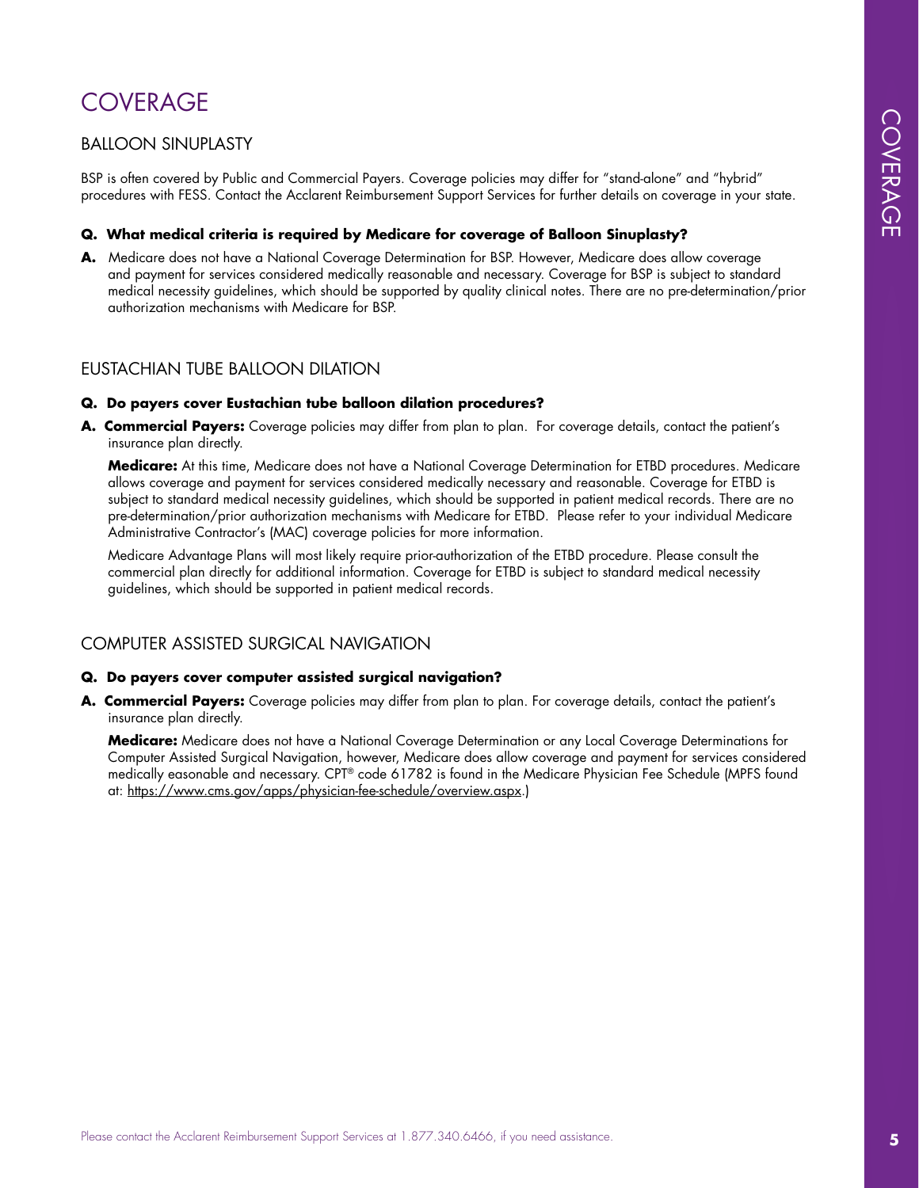# COVERAGE

## BALLOON SINUPLASTY

BSP is often covered by Public and Commercial Payers. Coverage policies may differ for "stand-alone" and "hybrid" procedures with FESS. Contact the Acclarent Reimbursement Support Services for further details on coverage in your state.

**Q. What medical criteria is required by Medicare for coverage of Balloon Sinuplasty?**

**A.** Medicare does not have a National Coverage Determination for BSP. However, Medicare does allow coverage and payment for services considered medically reasonable and necessary. Coverage for BSP is subject to standard medical necessity guidelines, which should be supported by quality clinical notes. There are no pre-determination/prior authorization mechanisms with Medicare for BSP.

## EUSTACHIAN TUBE BALLOON DILATION

**Q. Do payers cover Eustachian tube balloon dilation procedures?**

**A. Commercial Payers:** Coverage policies may differ from plan to plan. For coverage details, contact the patient's insurance plan directly.

**Medicare:** At this time, Medicare does not have a National Coverage Determination for ETBD procedures. Medicare allows coverage and payment for services considered medically necessary and reasonable. Coverage for ETBD is subject to standard medical necessity guidelines, which should be supported in patient medical records. There are no pre-determination/prior authorization mechanisms with Medicare for ETBD. Please refer to your individual Medicare Administrative Contractor's (MAC) coverage policies for more information.

Medicare Advantage Plans will most likely require prior-authorization of the ETBD procedure. Please consult the commercial plan directly for additional information. Coverage for ETBD is subject to standard medical necessity guidelines, which should be supported in patient medical records.

## COMPUTER ASSISTED SURGICAL NAVIGATION

**Q. Do payers cover computer assisted surgical navigation?**

**A. Commercial Payers:** Coverage policies may differ from plan to plan. For coverage details, contact the patient's insurance plan directly.

**Medicare:** Medicare does not have a National Coverage Determination or any Local Coverage Determinations for Computer Assisted Surgical Navigation, however, Medicare does allow coverage and payment for services considered medically easonable and necessary. CPT® code 61782 is found in the Medicare Physician Fee Schedule (MPFS found at: https://www.cms.gov/apps/physician-fee-schedule/overview.aspx.)

Please contact the Acclarent Reimbursement Support Services at 1.877.340.6466, if you need assistance.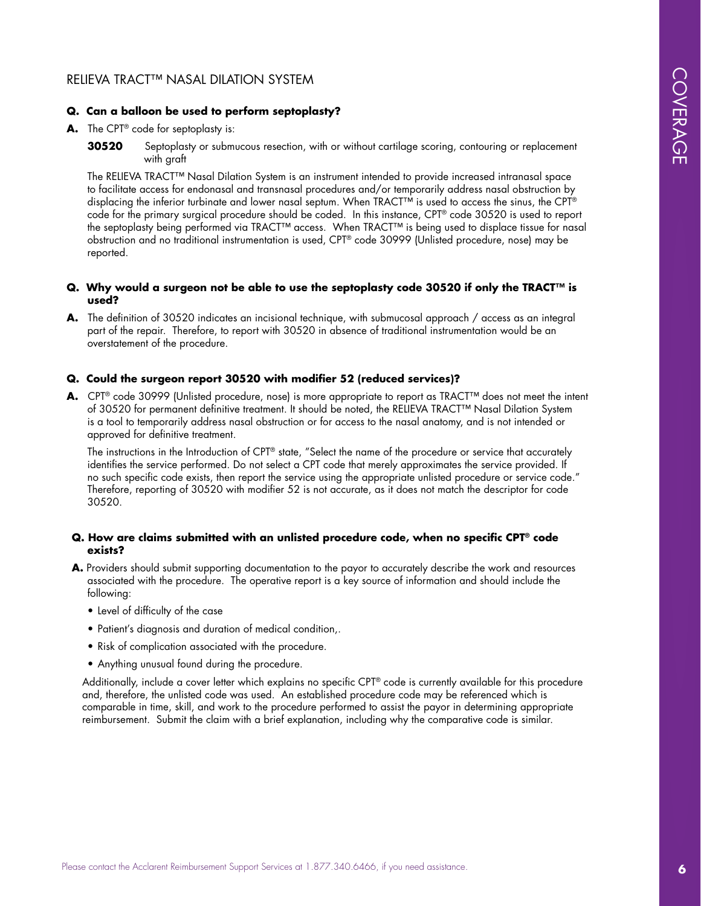## RELIEVA TRACT™ NASAL DILATION SYSTEM

**Q. Can a balloon be used to perform septoplasty?**

**A.** The CPT® code for septoplasty is:

**30520** Septoplasty or submucous resection, with or without cartilage scoring, contouring or replacement with graft

The RELIEVA TRACT™ Nasal Dilation System is an instrument intended to provide increased intranasal space to facilitate access for endonasal and transnasal procedures and/or temporarily address nasal obstruction by displacing the inferior turbinate and lower nasal septum. When TRACT™ is used to access the sinus, the CPT® code for the primary surgical procedure should be coded. In this instance, CPT® code 30520 is used to report the septoplasty being performed via TRACT™ access. When TRACT™ is being used to displace tissue for nasal obstruction and no traditional instrumentation is used, CPT® code 30999 (Unlisted procedure, nose) may be reported.

**Q. Why would a surgeon not be able to use the septoplasty code 30520 if only the TRACT™ is used?**

**A.** The definition of 30520 indicates an incisional technique, with submucosal approach / access as an integral part of the repair. Therefore, to report with 30520 in absence of traditional instrumentation would be an overstatement of the procedure.

**Q. Could the surgeon report 30520 with modifier 52 (reduced services)?**

**A.** CPT® code 30999 (Unlisted procedure, nose) is more appropriate to report as TRACT™ does not meet the intent of 30520 for permanent definitive treatment. It should be noted, the RELIEVA TRACT™ Nasal Dilation System is a tool to temporarily address nasal obstruction or for access to the nasal anatomy, and is not intended or approved for definitive treatment.

The instructions in the Introduction of CPT® state, "Select the name of the procedure or service that accurately identifies the service performed. Do not select a CPT code that merely approximates the service provided. If no such specific code exists, then report the service using the appropriate unlisted procedure or service code." Therefore, reporting of 30520 with modifier 52 is not accurate, as it does not match the descriptor for code 30520.

**Q. How are claims submitted with an unlisted procedure code, when no specific CPT® code exists?**

**A.** Providers should submit supporting documentation to the payor to accurately describe the work and resources associated with the procedure. The operative report is a key source of information and should include the following:

- Level of difficulty of the case
- Patient's diagnosis and duration of medical condition,.
- Risk of complication associated with the procedure.
- Anything unusual found during the procedure.

Additionally, include a cover letter which explains no specific CPT® code is currently available for this procedure and, therefore, the unlisted code was used. An established procedure code may be referenced which is comparable in time, skill, and work to the procedure performed to assist the payor in determining appropriate reimbursement. Submit the claim with a brief explanation, including why the comparative code is similar.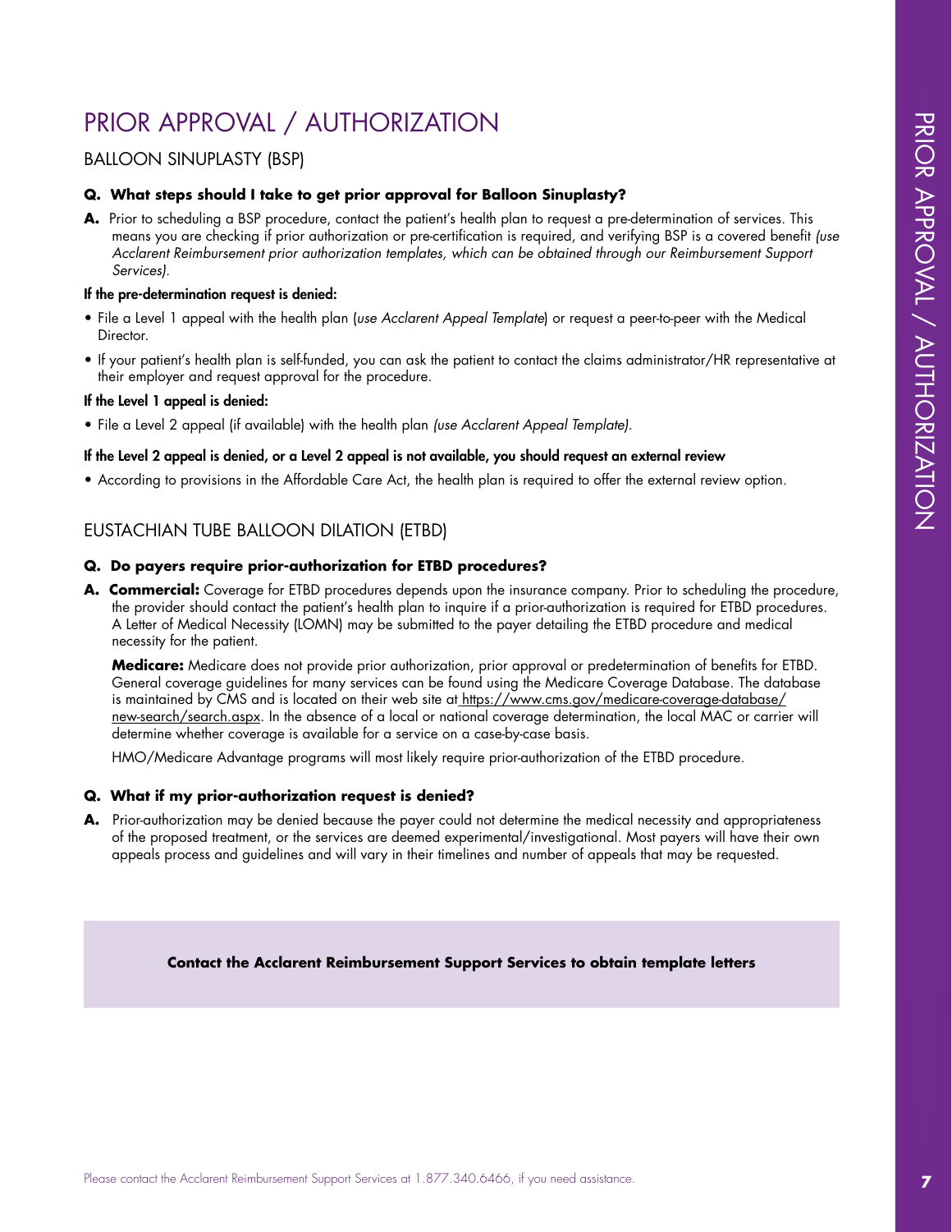# PRIOR APPROVAL / AUTHORIZATION

## BALLOON SINUPLASTY (BSP)

**Q. What steps should I take to get prior approval for Balloon Sinuplasty?**

**A.** Prior to scheduling a BSP procedure, contact the patient's health plan to request a pre-determination of services. This means you are checking if prior authorization or pre-certification is required, and verifying BSP is a covered benefit *(use Acclarent Reimbursement prior authorization templates, which can be obtained through our Reimbursement Support Services)*.

**If the pre-determination request is denied:**

- File a Level 1 appeal with the health plan (*use Acclarent Appeal Template*) or request a peer-to-peer with the Medical Director.
- If your patient's health plan is self-funded, you can ask the patient to contact the claims administrator/HR representative at their employer and request approval for the procedure.

**If the Level 1 appeal is denied:**

- File a Level 2 appeal (if available) with the health plan *(use Acclarent Appeal Template)*.

**If the Level 2 appeal is denied, or a Level 2 appeal is not available, you should request an external review**

- According to provisions in the Affordable Care Act, the health plan is required to offer the external review option.

## EUSTACHIAN TUBE BALLOON DILATION (ETBD)

**Q. Do payers require prior-authorization for ETBD procedures?**

**A. Commercial:** Coverage for ETBD procedures depends upon the insurance company. Prior to scheduling the procedure, the provider should contact the patient's health plan to inquire if a prior-authorization is required for ETBD procedures. A Letter of Medical Necessity (LOMN) may be submitted to the payer detailing the ETBD procedure and medical necessity for the patient.

**Medicare:** Medicare does not provide prior authorization, prior approval or predetermination of benefits for ETBD. General coverage guidelines for many services can be found using the Medicare Coverage Database. The database is maintained by CMS and is located on their web site at https://www.cms.gov/medicare-coverage-database/new-search/search.aspx. In the absence of a local or national coverage determination, the local MAC or carrier will determine whether coverage is available for a service on a case-by-case basis.

HMO/Medicare Advantage programs will most likely require prior-authorization of the ETBD procedure.

**Q. What if my prior-authorization request is denied?**

**A.** Prior-authorization may be denied because the payer could not determine the medical necessity and appropriateness of the proposed treatment, or the services are deemed experimental/investigational. Most payers will have their own appeals process and guidelines and will vary in their timelines and number of appeals that may be requested.

**Contact the Acclarent Reimbursement Support Services to obtain template letters**

Please contact the Acclarent Reimbursement Support Services at 1.877.340.6466, if you need assistance.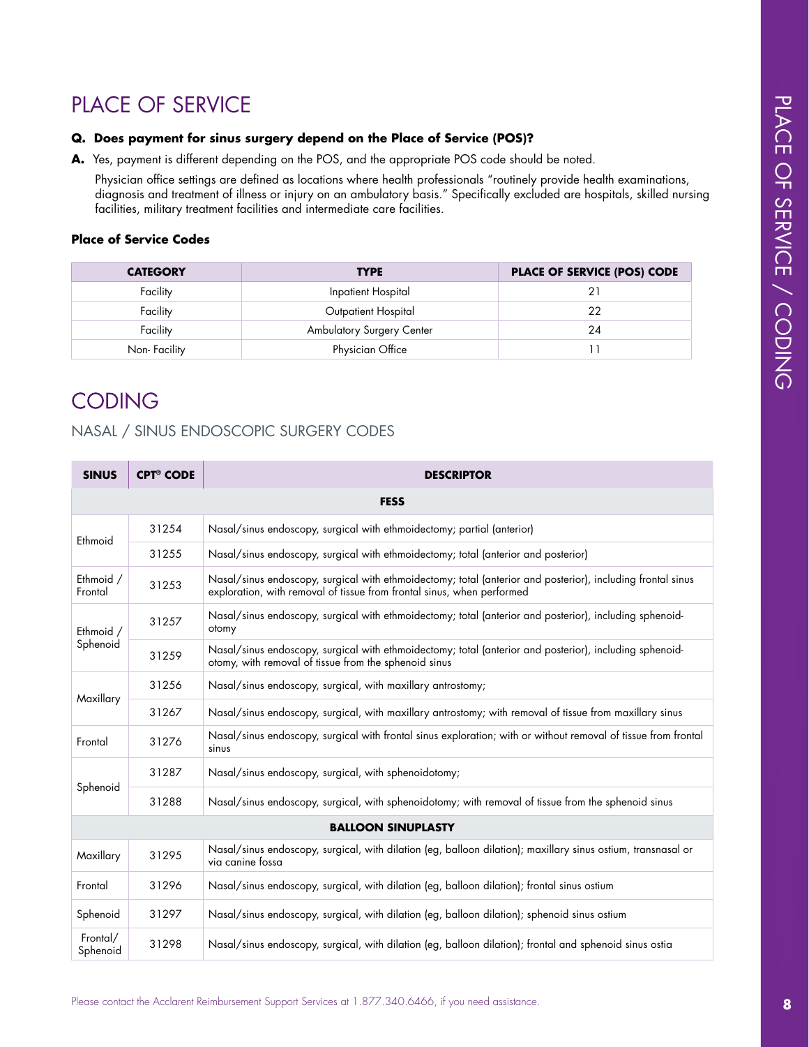# PLACE OF SERVICE

**Q. Does payment for sinus surgery depend on the Place of Service (POS)?**

**A.** Yes, payment is different depending on the POS, and the appropriate POS code should be noted.

Physician office settings are defined as locations where health professionals "routinely provide health examinations, diagnosis and treatment of illness or injury on an ambulatory basis." Specifically excluded are hospitals, skilled nursing facilities, military treatment facilities and intermediate care facilities.

**Place of Service Codes**

| CATEGORY | TYPE | PLACE OF SERVICE (POS) CODE |
|---|---|---|
| Facility | Inpatient Hospital | 21 |
| Facility | Outpatient Hospital | 22 |
| Facility | Ambulatory Surgery Center | 24 |
| Non- Facility | Physician Office | 11 |

# CODING

## NASAL / SINUS ENDOSCOPIC SURGERY CODES

| SINUS | CPT® CODE | DESCRIPTOR |
|---|---|---|
| | | **FESS** |
| Ethmoid | 31254 | Nasal/sinus endoscopy, surgical with ethmoidectomy; partial (anterior) |
| | 31255 | Nasal/sinus endoscopy, surgical with ethmoidectomy; total (anterior and posterior) |
| Ethmoid / Frontal | 31253 | Nasal/sinus endoscopy, surgical with ethmoidectomy; total (anterior and posterior), including frontal sinus exploration, with removal of tissue from frontal sinus, when performed |
| Ethmoid / Sphenoid | 31257 | Nasal/sinus endoscopy, surgical with ethmoidectomy; total (anterior and posterior), including sphenoidotomy |
| | 31259 | Nasal/sinus endoscopy, surgical with ethmoidectomy; total (anterior and posterior), including sphenoidotomy, with removal of tissue from the sphenoid sinus |
| Maxillary | 31256 | Nasal/sinus endoscopy, surgical, with maxillary antrostomy; |
| | 31267 | Nasal/sinus endoscopy, surgical, with maxillary antrostomy; with removal of tissue from maxillary sinus |
| Frontal | 31276 | Nasal/sinus endoscopy, surgical with frontal sinus exploration; with or without removal of tissue from frontal sinus |
| Sphenoid | 31287 | Nasal/sinus endoscopy, surgical, with sphenoidotomy; |
| | 31288 | Nasal/sinus endoscopy, surgical, with sphenoidotomy; with removal of tissue from the sphenoid sinus |
| | | **BALLOON SINUPLASTY** |
| Maxillary | 31295 | Nasal/sinus endoscopy, surgical, with dilation (eg, balloon dilation); maxillary sinus ostium, transnasal or via canine fossa |
| Frontal | 31296 | Nasal/sinus endoscopy, surgical, with dilation (eg, balloon dilation); frontal sinus ostium |
| Sphenoid | 31297 | Nasal/sinus endoscopy, surgical, with dilation (eg, balloon dilation); sphenoid sinus ostium |
| Frontal/ Sphenoid | 31298 | Nasal/sinus endoscopy, surgical, with dilation (eg, balloon dilation); frontal and sphenoid sinus ostia |

Please contact the Acclarent Reimbursement Support Services at 1.877.340.6466, if you need assistance.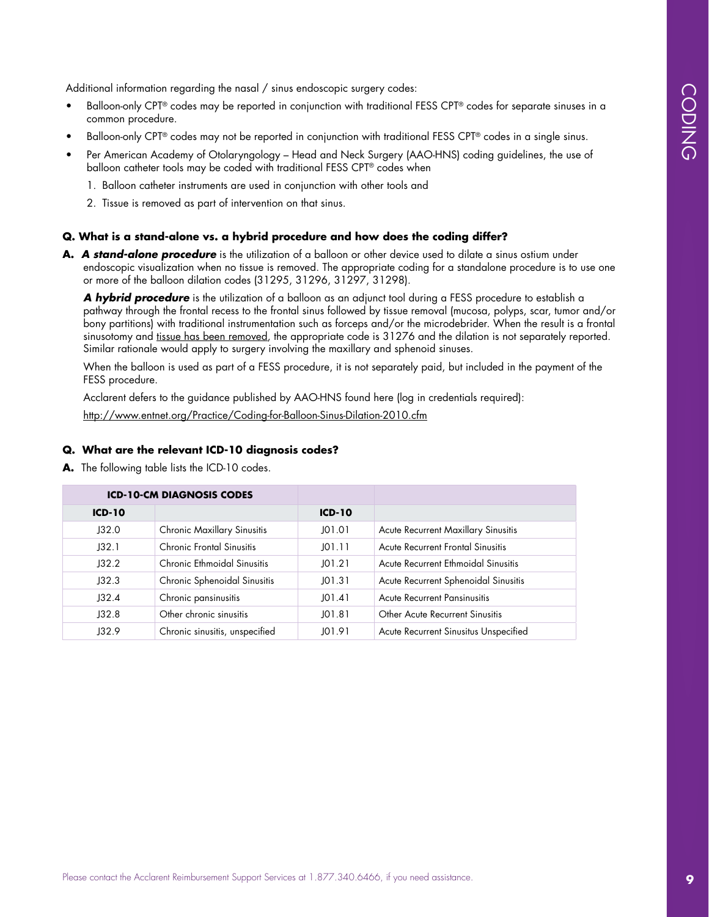Additional information regarding the nasal / sinus endoscopic surgery codes:

- Balloon-only CPT® codes may be reported in conjunction with traditional FESS CPT® codes for separate sinuses in a common procedure.
- Balloon-only CPT® codes may not be reported in conjunction with traditional FESS CPT® codes in a single sinus.
- Per American Academy of Otolaryngology – Head and Neck Surgery (AAO-HNS) coding guidelines, the use of balloon catheter tools may be coded with traditional FESS CPT® codes when
  1. Balloon catheter instruments are used in conjunction with other tools and
  2. Tissue is removed as part of intervention on that sinus.

**Q. What is a stand-alone vs. a hybrid procedure and how does the coding differ?**

**A.** ***A stand-alone procedure*** is the utilization of a balloon or other device used to dilate a sinus ostium under endoscopic visualization when no tissue is removed. The appropriate coding for a standalone procedure is to use one or more of the balloon dilation codes (31295, 31296, 31297, 31298).

***A hybrid procedure*** is the utilization of a balloon as an adjunct tool during a FESS procedure to establish a pathway through the frontal recess to the frontal sinus followed by tissue removal (mucosa, polyps, scar, tumor and/or bony partitions) with traditional instrumentation such as forceps and/or the microdebrider. When the result is a frontal sinusotomy and tissue has been removed, the appropriate code is 31276 and the dilation is not separately reported. Similar rationale would apply to surgery involving the maxillary and sphenoid sinuses.

When the balloon is used as part of a FESS procedure, it is not separately paid, but included in the payment of the FESS procedure.

Acclarent defers to the guidance published by AAO-HNS found here (log in credentials required):

http://www.entnet.org/Practice/Coding-for-Balloon-Sinus-Dilation-2010.cfm

**Q. What are the relevant ICD-10 diagnosis codes?**

**A.** The following table lists the ICD-10 codes.

| ICD-10-CM DIAGNOSIS CODES | | | |
|---|---|---|---|
| **ICD-10** | | **ICD-10** | |
| J32.0 | Chronic Maxillary Sinusitis | J01.01 | Acute Recurrent Maxillary Sinusitis |
| J32.1 | Chronic Frontal Sinusitis | J01.11 | Acute Recurrent Frontal Sinusitis |
| J32.2 | Chronic Ethmoidal Sinusitis | J01.21 | Acute Recurrent Ethmoidal Sinusitis |
| J32.3 | Chronic Sphenoidal Sinusitis | J01.31 | Acute Recurrent Sphenoidal Sinusitis |
| J32.4 | Chronic pansinusitis | J01.41 | Acute Recurrent Pansinusitis |
| J32.8 | Other chronic sinusitis | J01.81 | Other Acute Recurrent Sinusitis |
| J32.9 | Chronic sinusitis, unspecified | J01.91 | Acute Recurrent Sinusitus Unspecified |

Please contact the Acclarent Reimbursement Support Services at 1.877.340.6466, if you need assistance.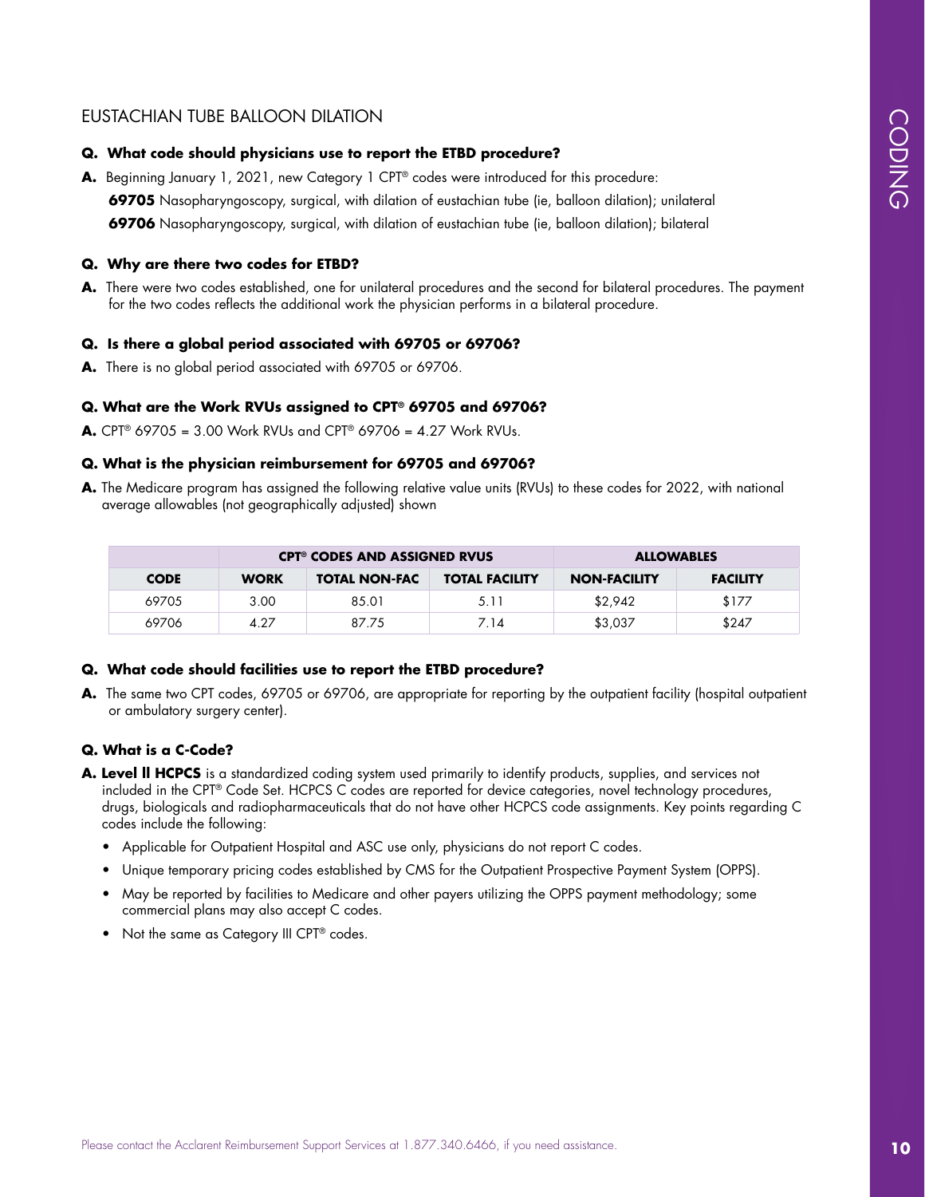## EUSTACHIAN TUBE BALLOON DILATION

**Q. What code should physicians use to report the ETBD procedure?**

**A.** Beginning January 1, 2021, new Category 1 CPT® codes were introduced for this procedure:

**69705** Nasopharyngoscopy, surgical, with dilation of eustachian tube (ie, balloon dilation); unilateral

**69706** Nasopharyngoscopy, surgical, with dilation of eustachian tube (ie, balloon dilation); bilateral

**Q. Why are there two codes for ETBD?**

**A.** There were two codes established, one for unilateral procedures and the second for bilateral procedures. The payment for the two codes reflects the additional work the physician performs in a bilateral procedure.

**Q. Is there a global period associated with 69705 or 69706?**

**A.** There is no global period associated with 69705 or 69706.

**Q. What are the Work RVUs assigned to CPT® 69705 and 69706?**

**A.** CPT® 69705 = 3.00 Work RVUs and CPT® 69706 = 4.27 Work RVUs.

**Q. What is the physician reimbursement for 69705 and 69706?**

**A.** The Medicare program has assigned the following relative value units (RVUs) to these codes for 2022, with national average allowables (not geographically adjusted) shown

| | CPT® CODES AND ASSIGNED RVUS | | | ALLOWABLES | |
|---|---|---|---|---|---|
| **CODE** | **WORK** | **TOTAL NON-FAC** | **TOTAL FACILITY** | **NON-FACILITY** | **FACILITY** |
| 69705 | 3.00 | 85.01 | 5.11 | $2,942 | $177 |
| 69706 | 4.27 | 87.75 | 7.14 | $3,037 | $247 |

**Q. What code should facilities use to report the ETBD procedure?**

**A.** The same two CPT codes, 69705 or 69706, are appropriate for reporting by the outpatient facility (hospital outpatient or ambulatory surgery center).

**Q. What is a C-Code?**

**A. Level ll HCPCS** is a standardized coding system used primarily to identify products, supplies, and services not included in the CPT® Code Set. HCPCS C codes are reported for device categories, novel technology procedures, drugs, biologicals and radiopharmaceuticals that do not have other HCPCS code assignments. Key points regarding C codes include the following:

- Applicable for Outpatient Hospital and ASC use only, physicians do not report C codes.
- Unique temporary pricing codes established by CMS for the Outpatient Prospective Payment System (OPPS).
- May be reported by facilities to Medicare and other payers utilizing the OPPS payment methodology; some commercial plans may also accept C codes.
- Not the same as Category III CPT® codes.

Please contact the Acclarent Reimbursement Support Services at 1.877.340.6466, if you need assistance.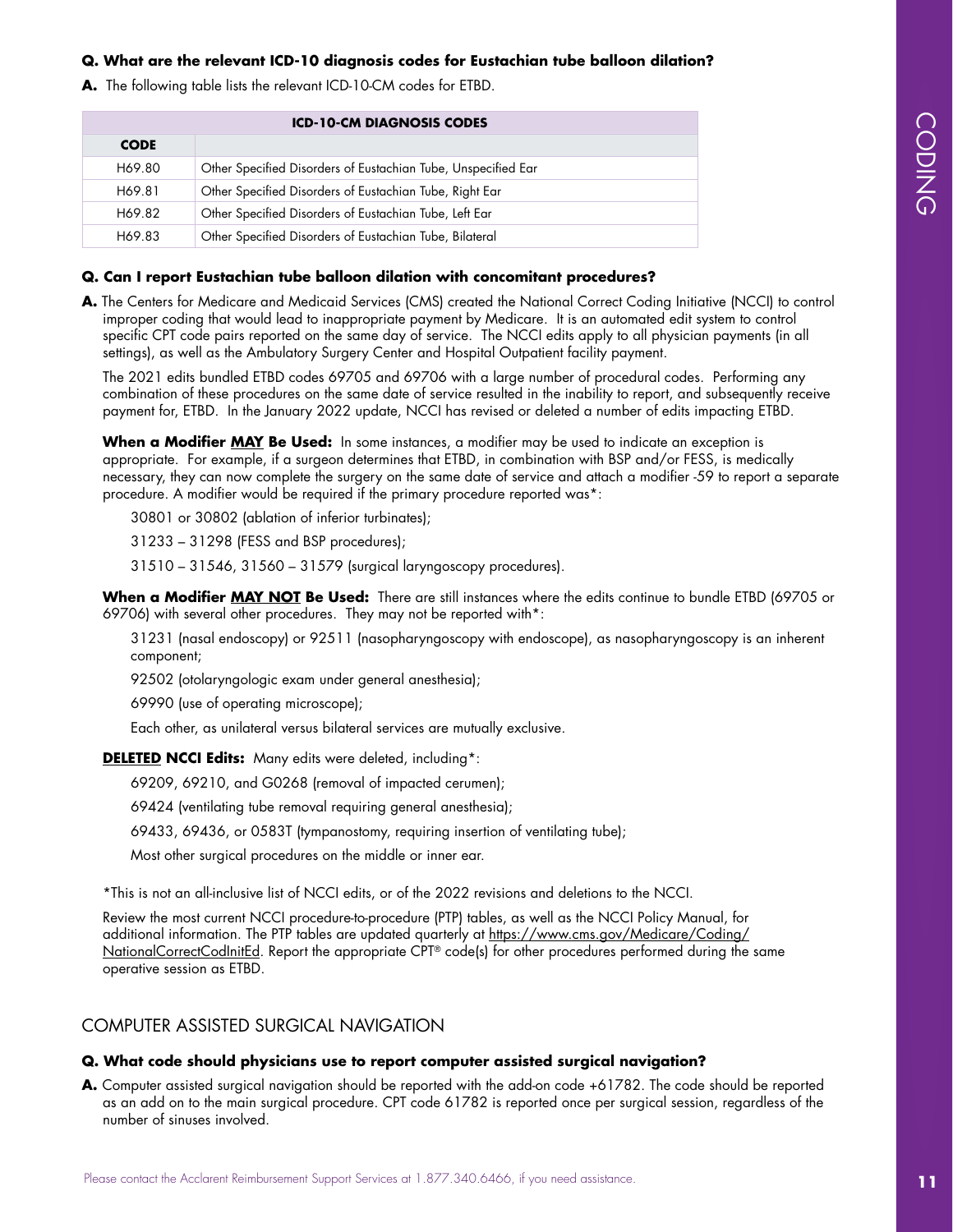**Q. What are the relevant ICD-10 diagnosis codes for Eustachian tube balloon dilation?**

**A.** The following table lists the relevant ICD-10-CM codes for ETBD.

| ICD-10-CM DIAGNOSIS CODES | |
|---|---|
| **CODE** | |
| H69.80 | Other Specified Disorders of Eustachian Tube, Unspecified Ear |
| H69.81 | Other Specified Disorders of Eustachian Tube, Right Ear |
| H69.82 | Other Specified Disorders of Eustachian Tube, Left Ear |
| H69.83 | Other Specified Disorders of Eustachian Tube, Bilateral |

**Q. Can I report Eustachian tube balloon dilation with concomitant procedures?**

**A.** The Centers for Medicare and Medicaid Services (CMS) created the National Correct Coding Initiative (NCCI) to control improper coding that would lead to inappropriate payment by Medicare. It is an automated edit system to control specific CPT code pairs reported on the same day of service. The NCCI edits apply to all physician payments (in all settings), as well as the Ambulatory Surgery Center and Hospital Outpatient facility payment.

The 2021 edits bundled ETBD codes 69705 and 69706 with a large number of procedural codes. Performing any combination of these procedures on the same date of service resulted in the inability to report, and subsequently receive payment for, ETBD. In the January 2022 update, NCCI has revised or deleted a number of edits impacting ETBD.

**When a Modifier MAY Be Used:** In some instances, a modifier may be used to indicate an exception is appropriate. For example, if a surgeon determines that ETBD, in combination with BSP and/or FESS, is medically necessary, they can now complete the surgery on the same date of service and attach a modifier -59 to report a separate procedure. A modifier would be required if the primary procedure reported was*:

30801 or 30802 (ablation of inferior turbinates);

31233 – 31298 (FESS and BSP procedures);

31510 – 31546, 31560 – 31579 (surgical laryngoscopy procedures).

**When a Modifier MAY NOT Be Used:** There are still instances where the edits continue to bundle ETBD (69705 or 69706) with several other procedures. They may not be reported with*:

31231 (nasal endoscopy) or 92511 (nasopharyngoscopy with endoscope), as nasopharyngoscopy is an inherent component;

92502 (otolaryngologic exam under general anesthesia);

69990 (use of operating microscope);

Each other, as unilateral versus bilateral services are mutually exclusive.

**DELETED NCCI Edits:** Many edits were deleted, including*:

69209, 69210, and G0268 (removal of impacted cerumen);

69424 (ventilating tube removal requiring general anesthesia);

69433, 69436, or 0583T (tympanostomy, requiring insertion of ventilating tube);

Most other surgical procedures on the middle or inner ear.

*This is not an all-inclusive list of NCCI edits, or of the 2022 revisions and deletions to the NCCI.

Review the most current NCCI procedure-to-procedure (PTP) tables, as well as the NCCI Policy Manual, for additional information. The PTP tables are updated quarterly at https://www.cms.gov/Medicare/Coding/NationalCorrectCodInitEd. Report the appropriate CPT® code(s) for other procedures performed during the same operative session as ETBD.

## COMPUTER ASSISTED SURGICAL NAVIGATION

**Q. What code should physicians use to report computer assisted surgical navigation?**

**A.** Computer assisted surgical navigation should be reported with the add-on code +61782. The code should be reported as an add on to the main surgical procedure. CPT code 61782 is reported once per surgical session, regardless of the number of sinuses involved.

Please contact the Acclarent Reimbursement Support Services at 1.877.340.6466, if you need assistance.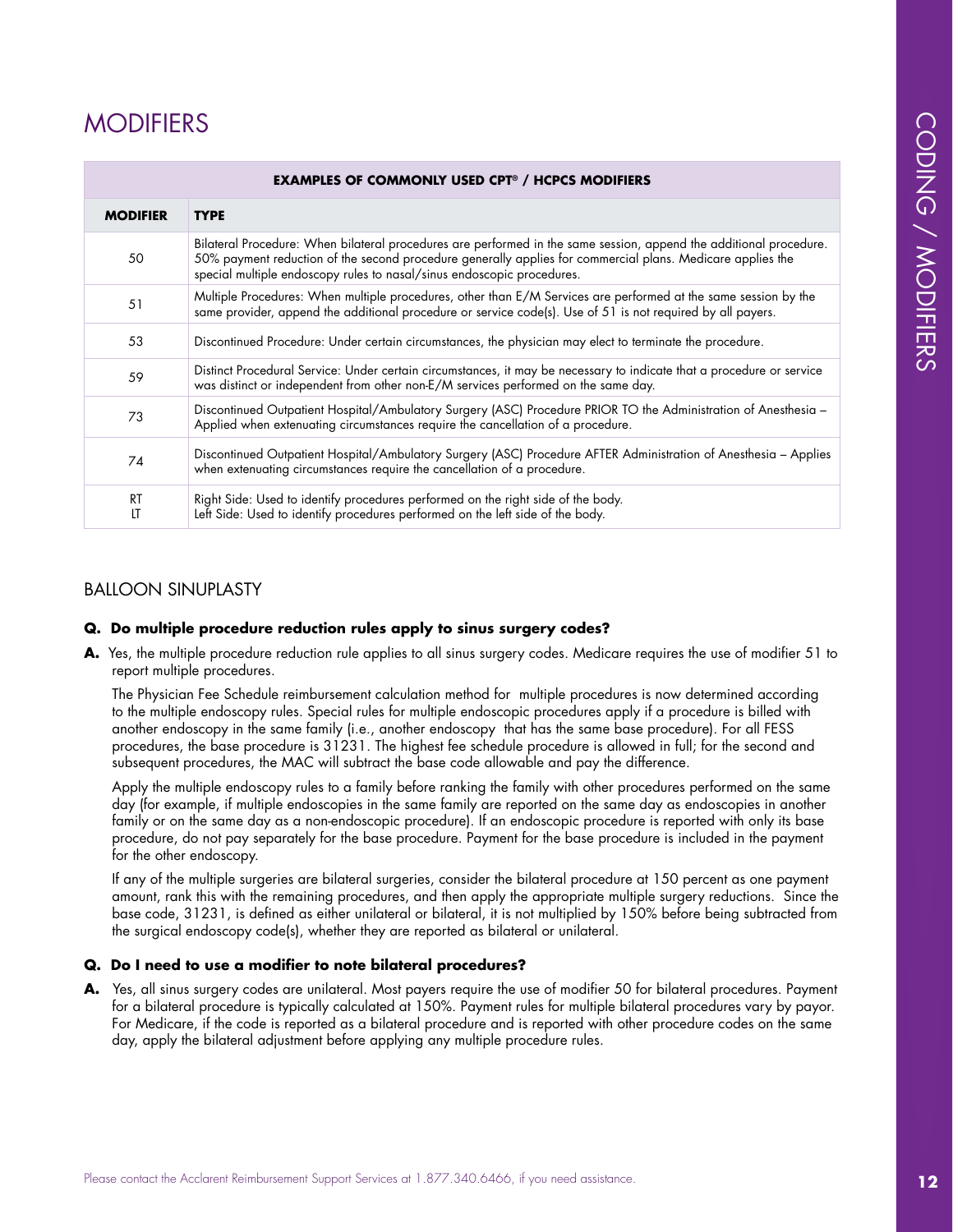# MODIFIERS

| EXAMPLES OF COMMONLY USED CPT® / HCPCS MODIFIERS | |
|---|---|
| **MODIFIER** | **TYPE** |
| 50 | Bilateral Procedure: When bilateral procedures are performed in the same session, append the additional procedure. 50% payment reduction of the second procedure generally applies for commercial plans. Medicare applies the special multiple endoscopy rules to nasal/sinus endoscopic procedures. |
| 51 | Multiple Procedures: When multiple procedures, other than E/M Services are performed at the same session by the same provider, append the additional procedure or service code(s). Use of 51 is not required by all payers. |
| 53 | Discontinued Procedure: Under certain circumstances, the physician may elect to terminate the procedure. |
| 59 | Distinct Procedural Service: Under certain circumstances, it may be necessary to indicate that a procedure or service was distinct or independent from other non-E/M services performed on the same day. |
| 73 | Discontinued Outpatient Hospital/Ambulatory Surgery (ASC) Procedure PRIOR TO the Administration of Anesthesia – Applied when extenuating circumstances require the cancellation of a procedure. |
| 74 | Discontinued Outpatient Hospital/Ambulatory Surgery (ASC) Procedure AFTER Administration of Anesthesia – Applies when extenuating circumstances require the cancellation of a procedure. |
| RT<br>LT | Right Side: Used to identify procedures performed on the right side of the body.<br>Left Side: Used to identify procedures performed on the left side of the body. |

## BALLOON SINUPLASTY

**Q. Do multiple procedure reduction rules apply to sinus surgery codes?**

**A.** Yes, the multiple procedure reduction rule applies to all sinus surgery codes. Medicare requires the use of modifier 51 to report multiple procedures.

The Physician Fee Schedule reimbursement calculation method for multiple procedures is now determined according to the multiple endoscopy rules. Special rules for multiple endoscopic procedures apply if a procedure is billed with another endoscopy in the same family (i.e., another endoscopy that has the same base procedure). For all FESS procedures, the base procedure is 31231. The highest fee schedule procedure is allowed in full; for the second and subsequent procedures, the MAC will subtract the base code allowable and pay the difference.

Apply the multiple endoscopy rules to a family before ranking the family with other procedures performed on the same day (for example, if multiple endoscopies in the same family are reported on the same day as endoscopies in another family or on the same day as a non-endoscopic procedure). If an endoscopic procedure is reported with only its base procedure, do not pay separately for the base procedure. Payment for the base procedure is included in the payment for the other endoscopy.

If any of the multiple surgeries are bilateral surgeries, consider the bilateral procedure at 150 percent as one payment amount, rank this with the remaining procedures, and then apply the appropriate multiple surgery reductions. Since the base code, 31231, is defined as either unilateral or bilateral, it is not multiplied by 150% before being subtracted from the surgical endoscopy code(s), whether they are reported as bilateral or unilateral.

**Q. Do I need to use a modifier to note bilateral procedures?**

**A.** Yes, all sinus surgery codes are unilateral. Most payers require the use of modifier 50 for bilateral procedures. Payment for a bilateral procedure is typically calculated at 150%. Payment rules for multiple bilateral procedures vary by payor. For Medicare, if the code is reported as a bilateral procedure and is reported with other procedure codes on the same day, apply the bilateral adjustment before applying any multiple procedure rules.

Please contact the Acclarent Reimbursement Support Services at 1.877.340.6466, if you need assistance.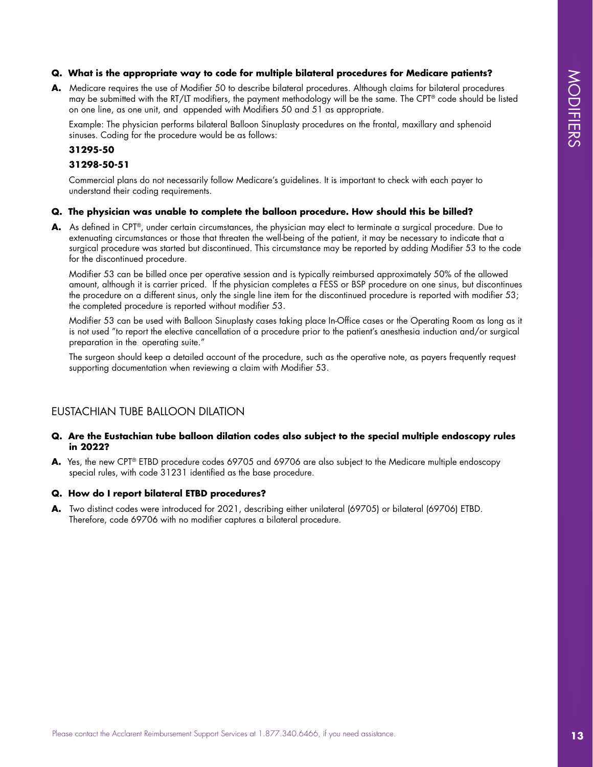**Q. What is the appropriate way to code for multiple bilateral procedures for Medicare patients?**

**A.** Medicare requires the use of Modifier 50 to describe bilateral procedures. Although claims for bilateral procedures may be submitted with the RT/LT modifiers, the payment methodology will be the same. The CPT® code should be listed on one line, as one unit, and appended with Modifiers 50 and 51 as appropriate.

Example: The physician performs bilateral Balloon Sinuplasty procedures on the frontal, maxillary and sphenoid sinuses. Coding for the procedure would be as follows:

**31295-50**

**31298-50-51**

Commercial plans do not necessarily follow Medicare's guidelines. It is important to check with each payer to understand their coding requirements.

**Q. The physician was unable to complete the balloon procedure. How should this be billed?**

**A.** As defined in CPT®, under certain circumstances, the physician may elect to terminate a surgical procedure. Due to extenuating circumstances or those that threaten the well-being of the patient, it may be necessary to indicate that a surgical procedure was started but discontinued. This circumstance may be reported by adding Modifier 53 to the code for the discontinued procedure.

Modifier 53 can be billed once per operative session and is typically reimbursed approximately 50% of the allowed amount, although it is carrier priced. If the physician completes a FESS or BSP procedure on one sinus, but discontinues the procedure on a different sinus, only the single line item for the discontinued procedure is reported with modifier 53; the completed procedure is reported without modifier 53.

Modifier 53 can be used with Balloon Sinuplasty cases taking place In-Office cases or the Operating Room as long as it is not used "to report the elective cancellation of a procedure prior to the patient's anesthesia induction and/or surgical preparation in the operating suite."

The surgeon should keep a detailed account of the procedure, such as the operative note, as payers frequently request supporting documentation when reviewing a claim with Modifier 53.

## EUSTACHIAN TUBE BALLOON DILATION

**Q. Are the Eustachian tube balloon dilation codes also subject to the special multiple endoscopy rules in 2022?**

**A.** Yes, the new CPT® ETBD procedure codes 69705 and 69706 are also subject to the Medicare multiple endoscopy special rules, with code 31231 identified as the base procedure.

**Q. How do I report bilateral ETBD procedures?**

**A.** Two distinct codes were introduced for 2021, describing either unilateral (69705) or bilateral (69706) ETBD. Therefore, code 69706 with no modifier captures a bilateral procedure.

Please contact the Acclarent Reimbursement Support Services at 1.877.340.6466, if you need assistance.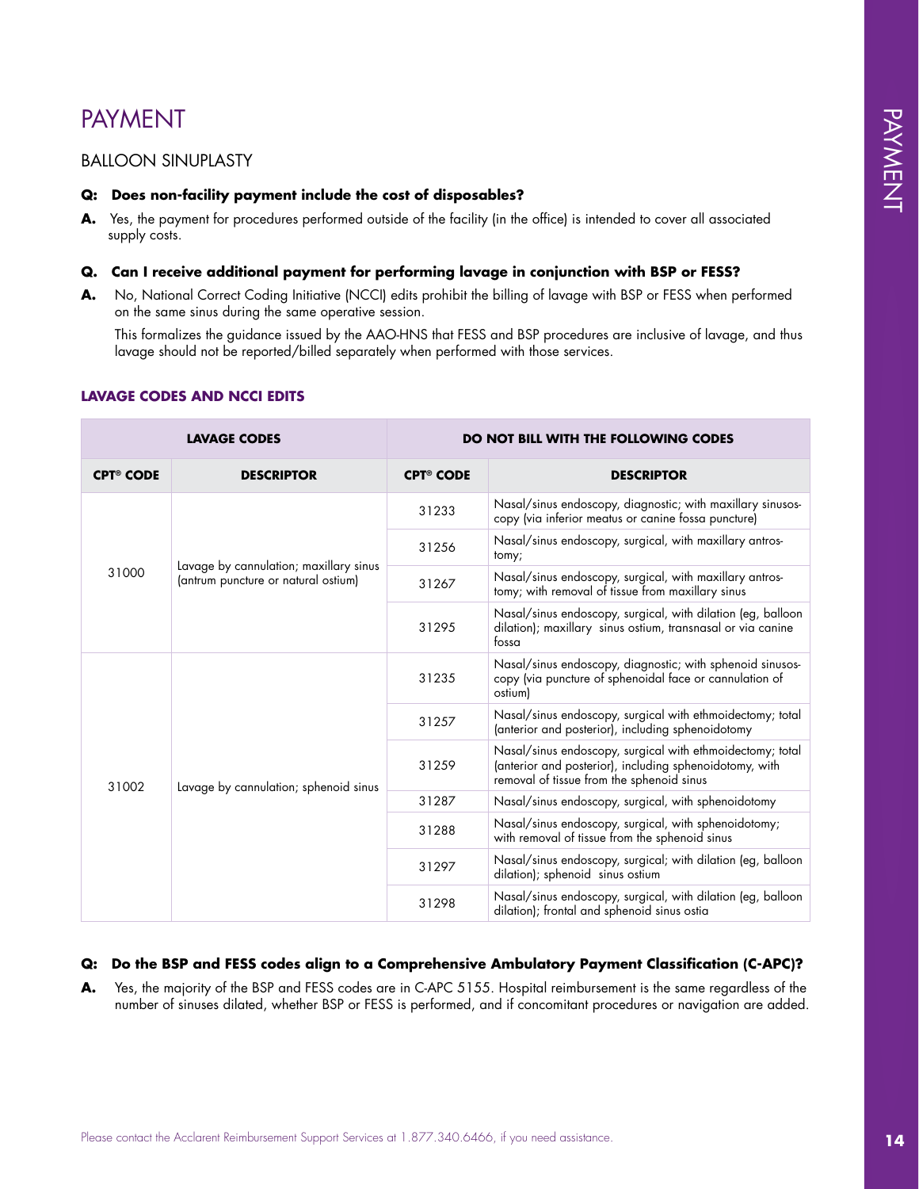# PAYMENT

## BALLOON SINUPLASTY

**Q: Does non-facility payment include the cost of disposables?**

**A.** Yes, the payment for procedures performed outside of the facility (in the office) is intended to cover all associated supply costs.

**Q. Can I receive additional payment for performing lavage in conjunction with BSP or FESS?**

**A.** No, National Correct Coding Initiative (NCCI) edits prohibit the billing of lavage with BSP or FESS when performed on the same sinus during the same operative session.

This formalizes the guidance issued by the AAO-HNS that FESS and BSP procedures are inclusive of lavage, and thus lavage should not be reported/billed separately when performed with those services.

### LAVAGE CODES AND NCCI EDITS

| LAVAGE CODES | | DO NOT BILL WITH THE FOLLOWING CODES | |
|---|---|---|---|
| **CPT® CODE** | **DESCRIPTOR** | **CPT® CODE** | **DESCRIPTOR** |
| 31000 | Lavage by cannulation; maxillary sinus (antrum puncture or natural ostium) | 31233 | Nasal/sinus endoscopy, diagnostic; with maxillary sinusoscopy (via inferior meatus or canine fossa puncture) |
| | | 31256 | Nasal/sinus endoscopy, surgical, with maxillary antrostomy; |
| | | 31267 | Nasal/sinus endoscopy, surgical, with maxillary antrostomy; with removal of tissue from maxillary sinus |
| | | 31295 | Nasal/sinus endoscopy, surgical, with dilation (eg, balloon dilation); maxillary sinus ostium, transnasal or via canine fossa |
| 31002 | Lavage by cannulation; sphenoid sinus | 31235 | Nasal/sinus endoscopy, diagnostic; with sphenoid sinusoscopy (via puncture of sphenoidal face or cannulation of ostium) |
| | | 31257 | Nasal/sinus endoscopy, surgical with ethmoidectomy; total (anterior and posterior), including sphenoidotomy |
| | | 31259 | Nasal/sinus endoscopy, surgical with ethmoidectomy; total (anterior and posterior), including sphenoidotomy, with removal of tissue from the sphenoid sinus |
| | | 31287 | Nasal/sinus endoscopy, surgical, with sphenoidotomy |
| | | 31288 | Nasal/sinus endoscopy, surgical, with sphenoidotomy; with removal of tissue from the sphenoid sinus |
| | | 31297 | Nasal/sinus endoscopy, surgical; with dilation (eg, balloon dilation); sphenoid sinus ostium |
| | | 31298 | Nasal/sinus endoscopy, surgical, with dilation (eg, balloon dilation); frontal and sphenoid sinus ostia |

**Q: Do the BSP and FESS codes align to a Comprehensive Ambulatory Payment Classification (C-APC)?**

**A.** Yes, the majority of the BSP and FESS codes are in C-APC 5155. Hospital reimbursement is the same regardless of the number of sinuses dilated, whether BSP or FESS is performed, and if concomitant procedures or navigation are added.

Please contact the Acclarent Reimbursement Support Services at 1.877.340.6466, if you need assistance.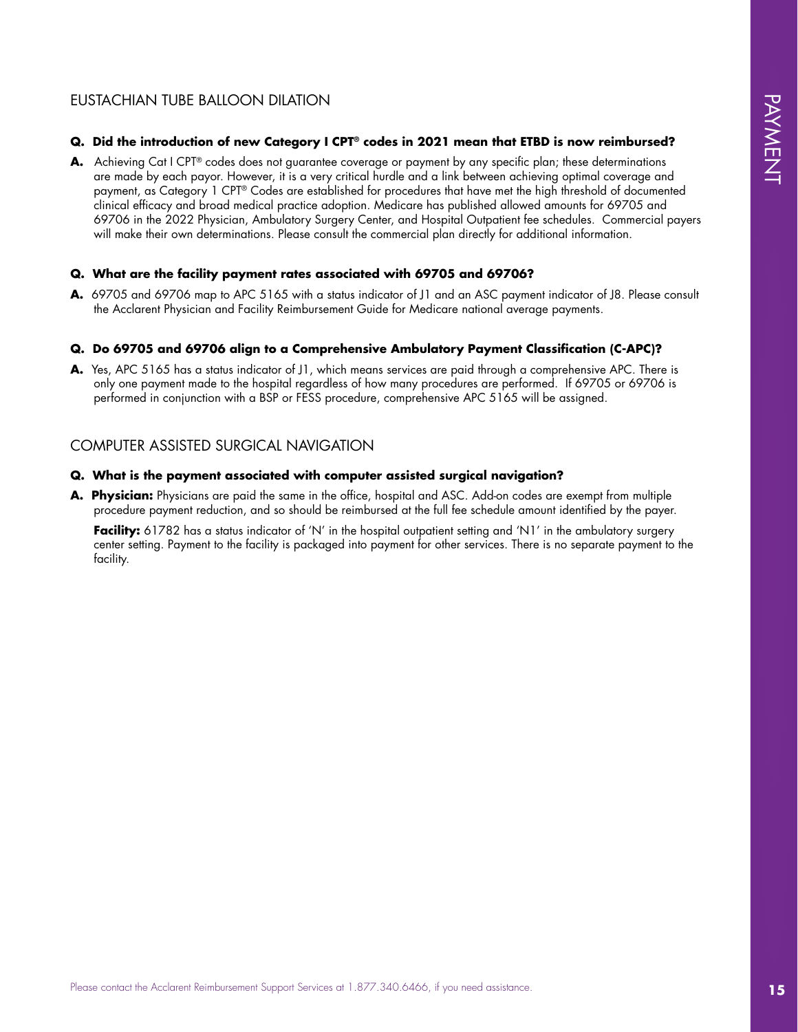## EUSTACHIAN TUBE BALLOON DILATION

**Q. Did the introduction of new Category I CPT® codes in 2021 mean that ETBD is now reimbursed?**

**A.** Achieving Cat I CPT® codes does not guarantee coverage or payment by any specific plan; these determinations are made by each payor. However, it is a very critical hurdle and a link between achieving optimal coverage and payment, as Category 1 CPT® Codes are established for procedures that have met the high threshold of documented clinical efficacy and broad medical practice adoption. Medicare has published allowed amounts for 69705 and 69706 in the 2022 Physician, Ambulatory Surgery Center, and Hospital Outpatient fee schedules. Commercial payers will make their own determinations. Please consult the commercial plan directly for additional information.

**Q. What are the facility payment rates associated with 69705 and 69706?**

**A.** 69705 and 69706 map to APC 5165 with a status indicator of J1 and an ASC payment indicator of J8. Please consult the Acclarent Physician and Facility Reimbursement Guide for Medicare national average payments.

**Q. Do 69705 and 69706 align to a Comprehensive Ambulatory Payment Classification (C-APC)?**

**A.** Yes, APC 5165 has a status indicator of J1, which means services are paid through a comprehensive APC. There is only one payment made to the hospital regardless of how many procedures are performed. If 69705 or 69706 is performed in conjunction with a BSP or FESS procedure, comprehensive APC 5165 will be assigned.

## COMPUTER ASSISTED SURGICAL NAVIGATION

**Q. What is the payment associated with computer assisted surgical navigation?**

**A. Physician:** Physicians are paid the same in the office, hospital and ASC. Add-on codes are exempt from multiple procedure payment reduction, and so should be reimbursed at the full fee schedule amount identified by the payer.

**Facility:** 61782 has a status indicator of 'N' in the hospital outpatient setting and 'N1' in the ambulatory surgery center setting. Payment to the facility is packaged into payment for other services. There is no separate payment to the facility.

Please contact the Acclarent Reimbursement Support Services at 1.877.340.6466, if you need assistance.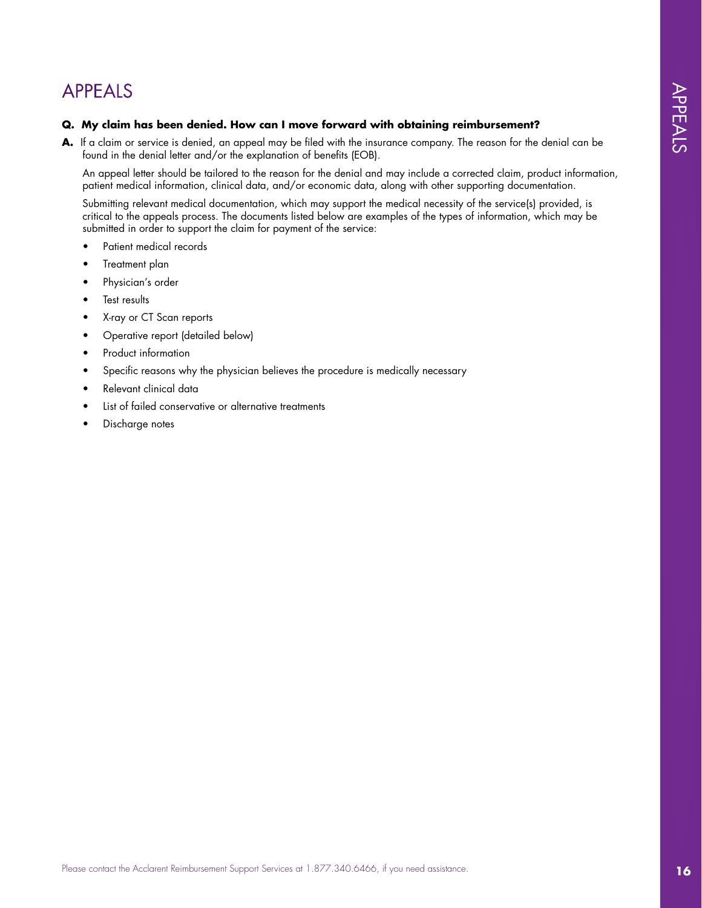# APPEALS

**Q. My claim has been denied. How can I move forward with obtaining reimbursement?**

**A.** If a claim or service is denied, an appeal may be filed with the insurance company. The reason for the denial can be found in the denial letter and/or the explanation of benefits (EOB).

An appeal letter should be tailored to the reason for the denial and may include a corrected claim, product information, patient medical information, clinical data, and/or economic data, along with other supporting documentation.

Submitting relevant medical documentation, which may support the medical necessity of the service(s) provided, is critical to the appeals process. The documents listed below are examples of the types of information, which may be submitted in order to support the claim for payment of the service:

- Patient medical records
- Treatment plan
- Physician's order
- Test results
- X-ray or CT Scan reports
- Operative report (detailed below)
- Product information
- Specific reasons why the physician believes the procedure is medically necessary
- Relevant clinical data
- List of failed conservative or alternative treatments
- Discharge notes

Please contact the Acclarent Reimbursement Support Services at 1.877.340.6466, if you need assistance.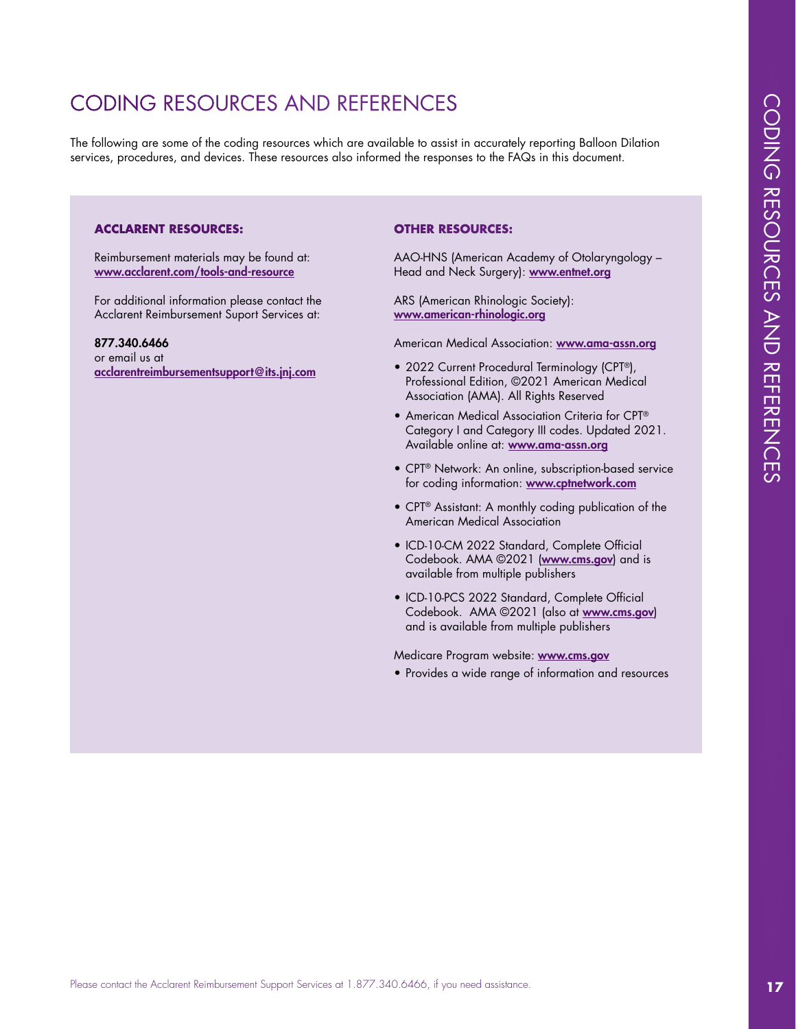# CODING RESOURCES AND REFERENCES

The following are some of the coding resources which are available to assist in accurately reporting Balloon Dilation services, procedures, and devices. These resources also informed the responses to the FAQs in this document.

**ACCLARENT RESOURCES:**

Reimbursement materials may be found at:
**www.acclarent.com/tools-and-resource**

For additional information please contact the Acclarent Reimbursement Suport Services at:

**877.340.6466**
or email us at
**acclarentreimbursementsupport@its.jnj.com**

**OTHER RESOURCES:**

AAO-HNS (American Academy of Otolaryngology – Head and Neck Surgery): **www.entnet.org**

ARS (American Rhinologic Society):
**www.american-rhinologic.org**

American Medical Association: **www.ama-assn.org**

- 2022 Current Procedural Terminology (CPT®), Professional Edition, ©2021 American Medical Association (AMA). All Rights Reserved
- American Medical Association Criteria for CPT® Category I and Category III codes. Updated 2021. Available online at: **www.ama-assn.org**
- CPT® Network: An online, subscription-based service for coding information: **www.cptnetwork.com**
- CPT® Assistant: A monthly coding publication of the American Medical Association
- ICD-10-CM 2022 Standard, Complete Official Codebook. AMA ©2021 (**www.cms.gov**) and is available from multiple publishers
- ICD-10-PCS 2022 Standard, Complete Official Codebook. AMA ©2021 (also at **www.cms.gov**) and is available from multiple publishers

Medicare Program website: **www.cms.gov**

- Provides a wide range of information and resources

Please contact the Acclarent Reimbursement Support Services at 1.877.340.6466, if you need assistance.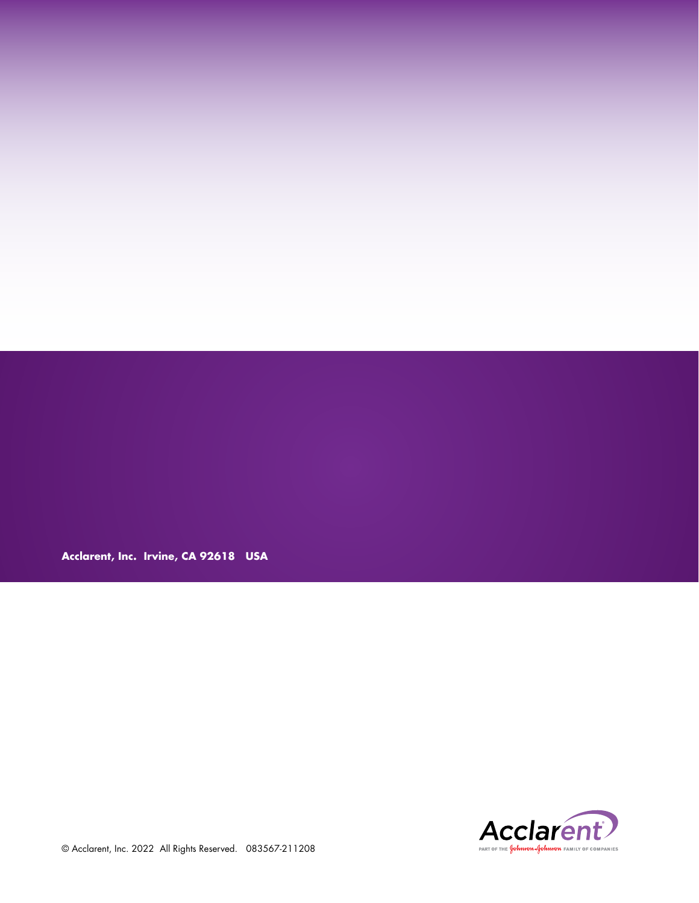**Acclarent, Inc.  Irvine, CA 92618   USA**

© Acclarent, Inc. 2022  All Rights Reserved.   083567-211208

Acclarent

PART OF THE Johnson & Johnson FAMILY OF COMPANIES